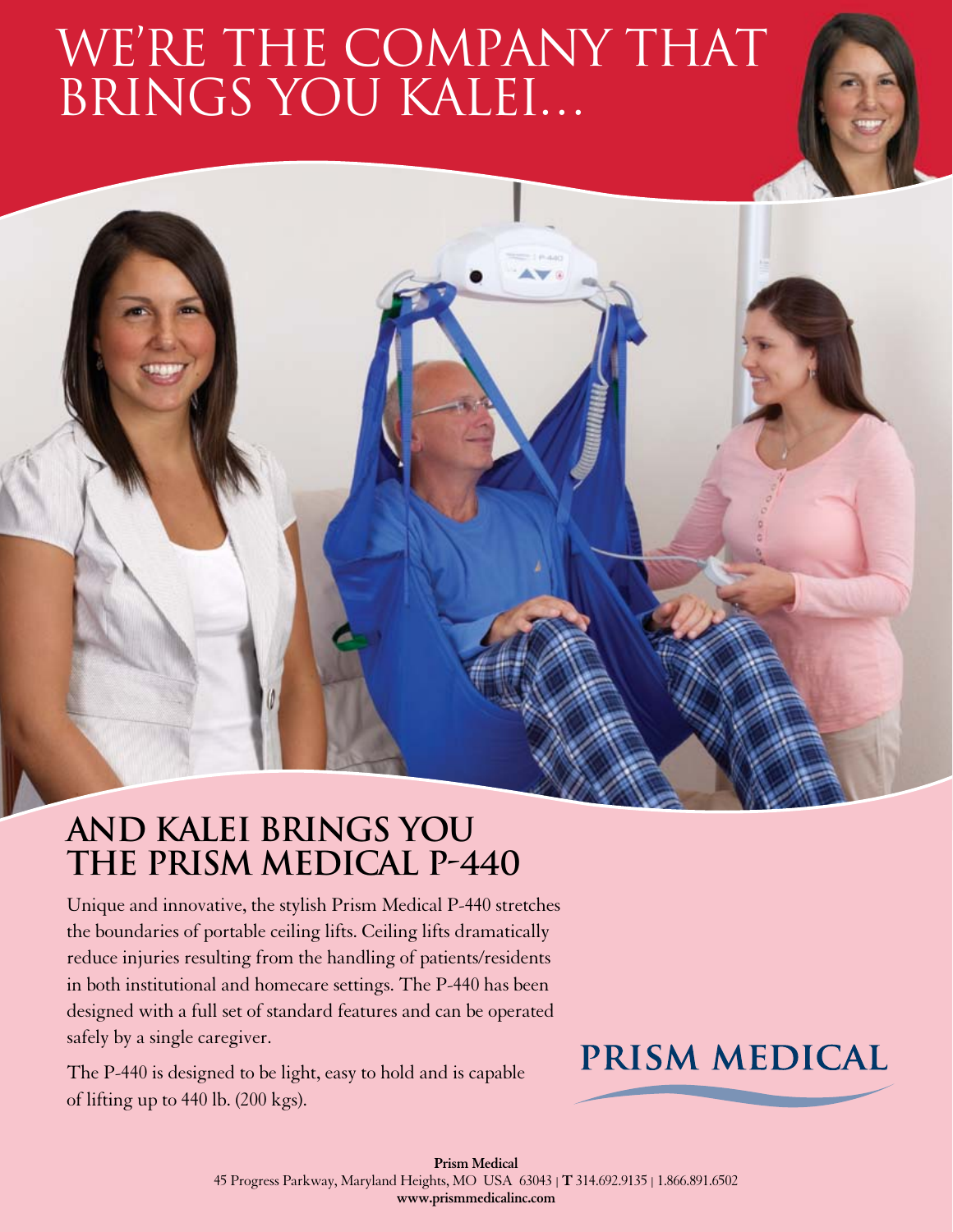# WE'RE THE COMPANY THAT BRINGS YOU KALEI...

## AND KALEI BRINGS YOU THE PRISM MEDICAL P-440

Unique and innovative, the stylish Prism Medical P-440 stretches the boundaries of portable ceiling lifts. Ceiling lifts dramatically reduce injuries resulting from the handling of patients/residents in both institutional and homecare settings. The P-440 has been designed with a full set of standard features and can be operated safely by a single caregiver.

The P-440 is designed to be light, easy to hold and is capable of lifting up to 440 lb. (200 kgs).

**PRISM MEDICAL**

**Prism Medical**
45 Progress Parkway, Maryland Heights, MO USA 63043 | **T** 314.692.9135 | 1.866.891.6502
**www.prismmedicalinc.com**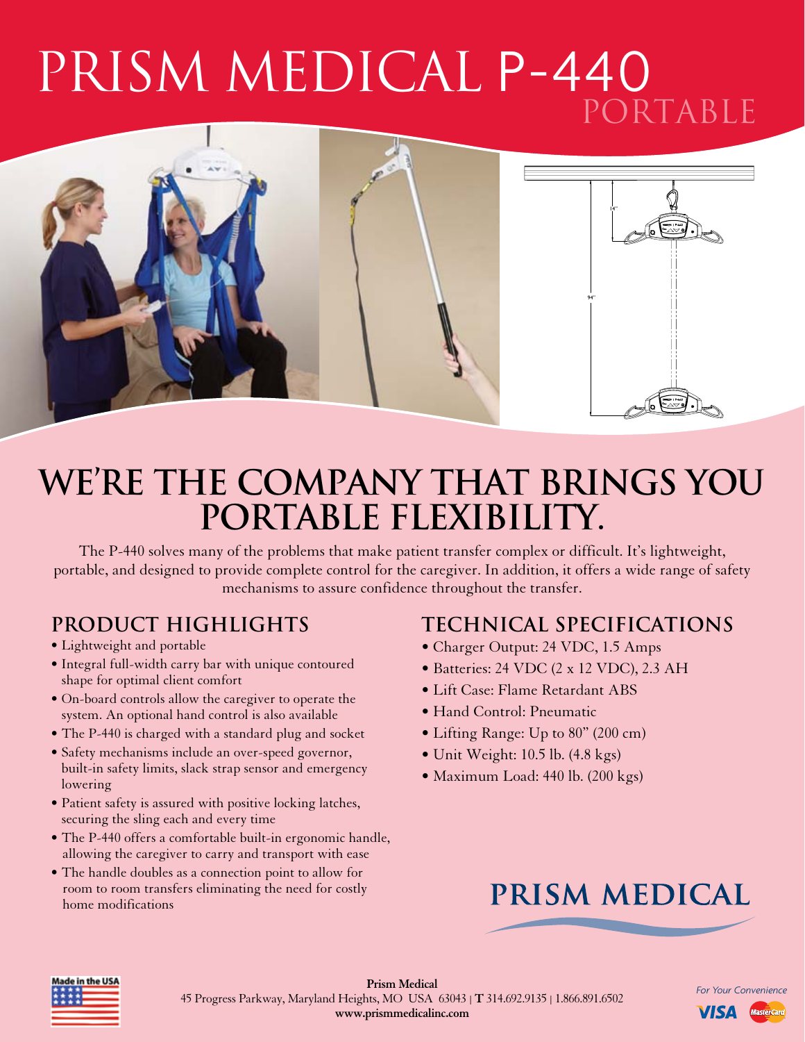# PRISM MEDICAL P-440 PORTABLE

14"

94"

## WE'RE THE COMPANY THAT BRINGS YOU PORTABLE FLEXIBILITY.

The P-440 solves many of the problems that make patient transfer complex or difficult. It's lightweight, portable, and designed to provide complete control for the caregiver. In addition, it offers a wide range of safety mechanisms to assure confidence throughout the transfer.

### PRODUCT HIGHLIGHTS

- Lightweight and portable
- Integral full-width carry bar with unique contoured shape for optimal client comfort
- On-board controls allow the caregiver to operate the system. An optional hand control is also available
- The P-440 is charged with a standard plug and socket
- Safety mechanisms include an over-speed governor, built-in safety limits, slack strap sensor and emergency lowering
- Patient safety is assured with positive locking latches, securing the sling each and every time
- The P-440 offers a comfortable built-in ergonomic handle, allowing the caregiver to carry and transport with ease
- The handle doubles as a connection point to allow for room to room transfers eliminating the need for costly home modifications

### TECHNICAL SPECIFICATIONS

- Charger Output: 24 VDC, 1.5 Amps
- Batteries: 24 VDC (2 x 12 VDC), 2.3 AH
- Lift Case: Flame Retardant ABS
- Hand Control: Pneumatic
- Lifting Range: Up to 80" (200 cm)
- Unit Weight: 10.5 lb. (4.8 kgs)
- Maximum Load: 440 lb. (200 kgs)

**PRISM MEDICAL**

Made in the USA

**Prism Medical**
45 Progress Parkway, Maryland Heights, MO USA 63043 | **T** 314.692.9135 | 1.866.891.6502
**www.prismmedicalinc.com**

*For Your Convenience*
VISA MasterCard